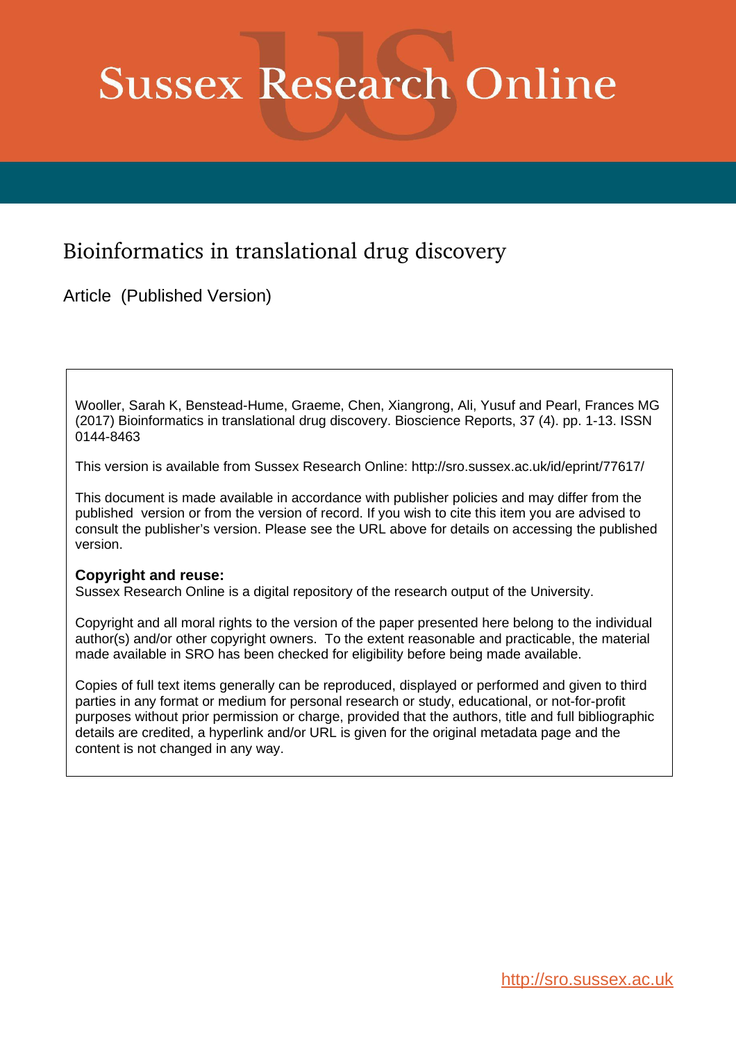# Sussex Research Online

## Bioinformatics in translational drug discovery

Article (Published Version)

Wooller, Sarah K, Benstead-Hume, Graeme, Chen, Xiangrong, Ali, Yusuf and Pearl, Frances MG (2017) Bioinformatics in translational drug discovery. Bioscience Reports, 37 (4). pp. 1-13. ISSN 0144-8463

This version is available from Sussex Research Online: http://sro.sussex.ac.uk/id/eprint/77617/

This document is made available in accordance with publisher policies and may differ from the published version or from the version of record. If you wish to cite this item you are advised to consult the publisher's version. Please see the URL above for details on accessing the published version.

**Copyright and reuse:**
Sussex Research Online is a digital repository of the research output of the University.

Copyright and all moral rights to the version of the paper presented here belong to the individual author(s) and/or other copyright owners. To the extent reasonable and practicable, the material made available in SRO has been checked for eligibility before being made available.

Copies of full text items generally can be reproduced, displayed or performed and given to third parties in any format or medium for personal research or study, educational, or not-for-profit purposes without prior permission or charge, provided that the authors, title and full bibliographic details are credited, a hyperlink and/or URL is given for the original metadata page and the content is not changed in any way.

http://sro.sussex.ac.uk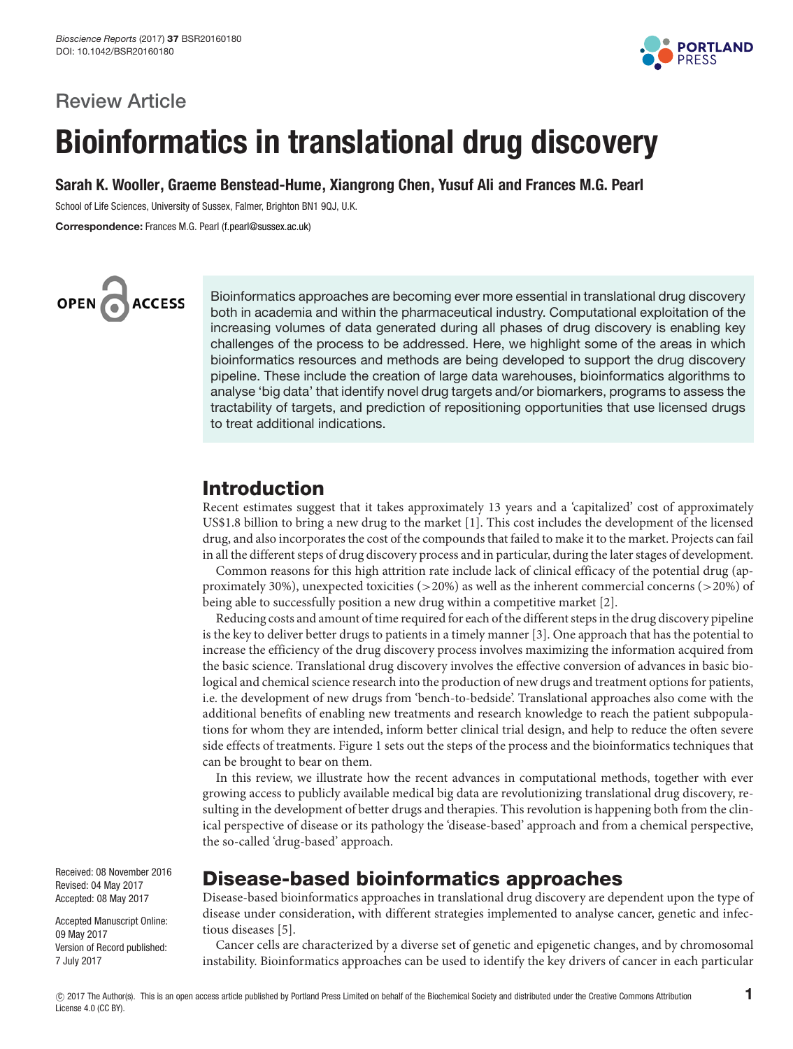Review Article

# Bioinformatics in translational drug discovery

**Sarah K. Wooller, Graeme Benstead-Hume, Xiangrong Chen, Yusuf Ali and Frances M.G. Pearl**

School of Life Sciences, University of Sussex, Falmer, Brighton BN1 9QJ, U.K.

**Correspondence:** Frances M.G. Pearl (f.pearl@sussex.ac.uk)

Bioinformatics approaches are becoming ever more essential in translational drug discovery both in academia and within the pharmaceutical industry. Computational exploitation of the increasing volumes of data generated during all phases of drug discovery is enabling key challenges of the process to be addressed. Here, we highlight some of the areas in which bioinformatics resources and methods are being developed to support the drug discovery pipeline. These include the creation of large data warehouses, bioinformatics algorithms to analyse 'big data' that identify novel drug targets and/or biomarkers, programs to assess the tractability of targets, and prediction of repositioning opportunities that use licensed drugs to treat additional indications.

## Introduction

Recent estimates suggest that it takes approximately 13 years and a 'capitalized' cost of approximately US$1.8 billion to bring a new drug to the market [1]. This cost includes the development of the licensed drug, and also incorporates the cost of the compounds that failed to make it to the market. Projects can fail in all the different steps of drug discovery process and in particular, during the later stages of development.

Common reasons for this high attrition rate include lack of clinical efficacy of the potential drug (approximately 30%), unexpected toxicities (>20%) as well as the inherent commercial concerns (>20%) of being able to successfully position a new drug within a competitive market [2].

Reducing costs and amount of time required for each of the different steps in the drug discovery pipeline is the key to deliver better drugs to patients in a timely manner [3]. One approach that has the potential to increase the efficiency of the drug discovery process involves maximizing the information acquired from the basic science. Translational drug discovery involves the effective conversion of advances in basic biological and chemical science research into the production of new drugs and treatment options for patients, i.e. the development of new drugs from 'bench-to-bedside'. Translational approaches also come with the additional benefits of enabling new treatments and research knowledge to reach the patient subpopulations for whom they are intended, inform better clinical trial design, and help to reduce the often severe side effects of treatments. Figure 1 sets out the steps of the process and the bioinformatics techniques that can be brought to bear on them.

In this review, we illustrate how the recent advances in computational methods, together with ever growing access to publicly available medical big data are revolutionizing translational drug discovery, resulting in the development of better drugs and therapies. This revolution is happening both from the clinical perspective of disease or its pathology the 'disease-based' approach and from a chemical perspective, the so-called 'drug-based' approach.

Received: 08 November 2016
Revised: 04 May 2017
Accepted: 08 May 2017

Accepted Manuscript Online: 09 May 2017
Version of Record published: 7 July 2017

## Disease-based bioinformatics approaches

Disease-based bioinformatics approaches in translational drug discovery are dependent upon the type of disease under consideration, with different strategies implemented to analyse cancer, genetic and infectious diseases [5].

Cancer cells are characterized by a diverse set of genetic and epigenetic changes, and by chromosomal instability. Bioinformatics approaches can be used to identify the key drivers of cancer in each particular

© 2017 The Author(s). This is an open access article published by Portland Press Limited on behalf of the Biochemical Society and distributed under the Creative Commons Attribution License 4.0 (CC BY).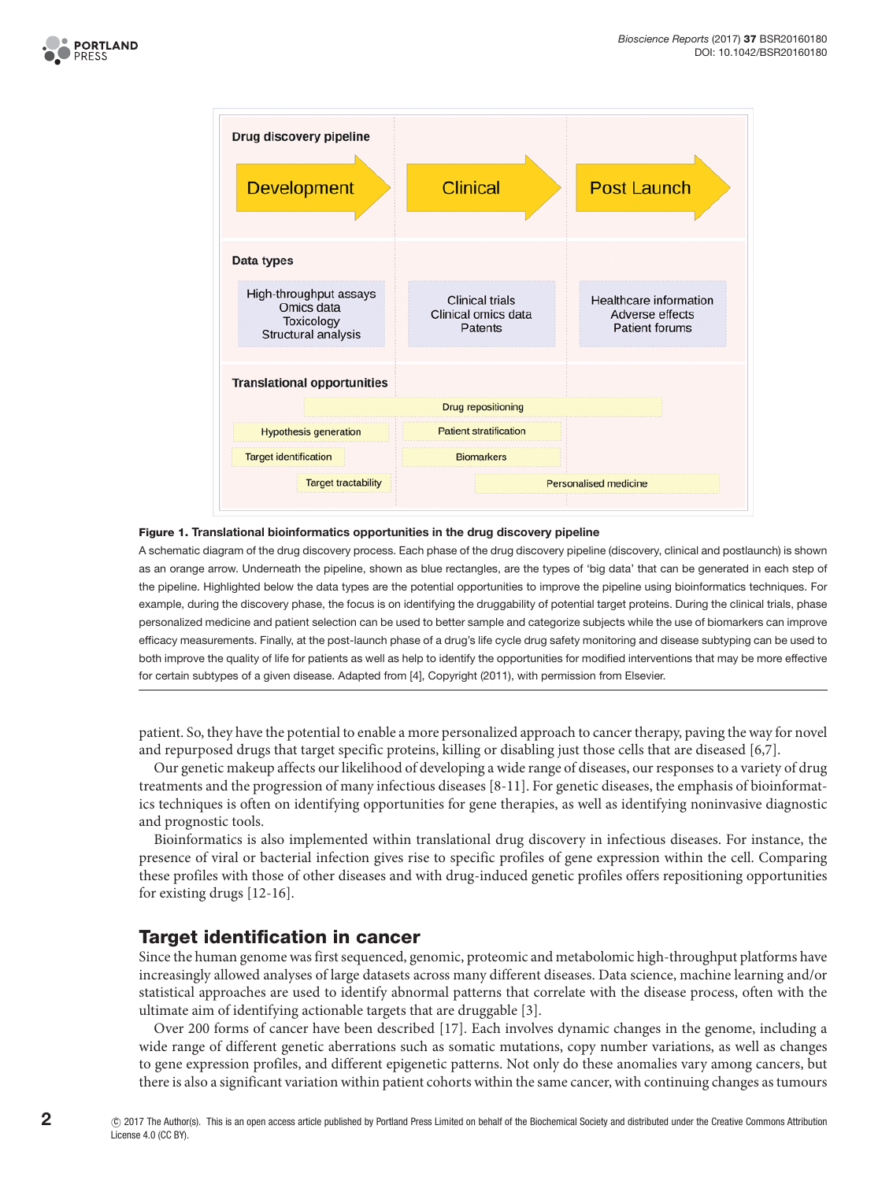Drug discovery pipeline

Development → Clinical → Post Launch

Data types

| Development | Clinical | Post Launch |
|---|---|---|
| High-throughput assays<br>Omics data<br>Toxicology<br>Structural analysis | Clinical trials<br>Clinical omics data<br>Patents | Healthcare information<br>Adverse effects<br>Patient forums |

Translational opportunities

- Drug repositioning
- Hypothesis generation
- Patient stratification
- Target identification
- Biomarkers
- Target tractability
- Personalised medicine

**Figure 1. Translational bioinformatics opportunities in the drug discovery pipeline**

A schematic diagram of the drug discovery process. Each phase of the drug discovery pipeline (discovery, clinical and postlaunch) is shown as an orange arrow. Underneath the pipeline, shown as blue rectangles, are the types of 'big data' that can be generated in each step of the pipeline. Highlighted below the data types are the potential opportunities to improve the pipeline using bioinformatics techniques. For example, during the discovery phase, the focus is on identifying the druggability of potential target proteins. During the clinical trials, phase personalized medicine and patient selection can be used to better sample and categorize subjects while the use of biomarkers can improve efficacy measurements. Finally, at the post-launch phase of a drug's life cycle drug safety monitoring and disease subtyping can be used to both improve the quality of life for patients as well as help to identify the opportunities for modified interventions that may be more effective for certain subtypes of a given disease. Adapted from [4], Copyright (2011), with permission from Elsevier.

patient. So, they have the potential to enable a more personalized approach to cancer therapy, paving the way for novel and repurposed drugs that target specific proteins, killing or disabling just those cells that are diseased [6,7].

Our genetic makeup affects our likelihood of developing a wide range of diseases, our responses to a variety of drug treatments and the progression of many infectious diseases [8-11]. For genetic diseases, the emphasis of bioinformatics techniques is often on identifying opportunities for gene therapies, as well as identifying noninvasive diagnostic and prognostic tools.

Bioinformatics is also implemented within translational drug discovery in infectious diseases. For instance, the presence of viral or bacterial infection gives rise to specific profiles of gene expression within the cell. Comparing these profiles with those of other diseases and with drug-induced genetic profiles offers repositioning opportunities for existing drugs [12-16].

## Target identification in cancer

Since the human genome was first sequenced, genomic, proteomic and metabolomic high-throughput platforms have increasingly allowed analyses of large datasets across many different diseases. Data science, machine learning and/or statistical approaches are used to identify abnormal patterns that correlate with the disease process, often with the ultimate aim of identifying actionable targets that are druggable [3].

Over 200 forms of cancer have been described [17]. Each involves dynamic changes in the genome, including a wide range of different genetic aberrations such as somatic mutations, copy number variations, as well as changes to gene expression profiles, and different epigenetic patterns. Not only do these anomalies vary among cancers, but there is also a significant variation within patient cohorts within the same cancer, with continuing changes as tumours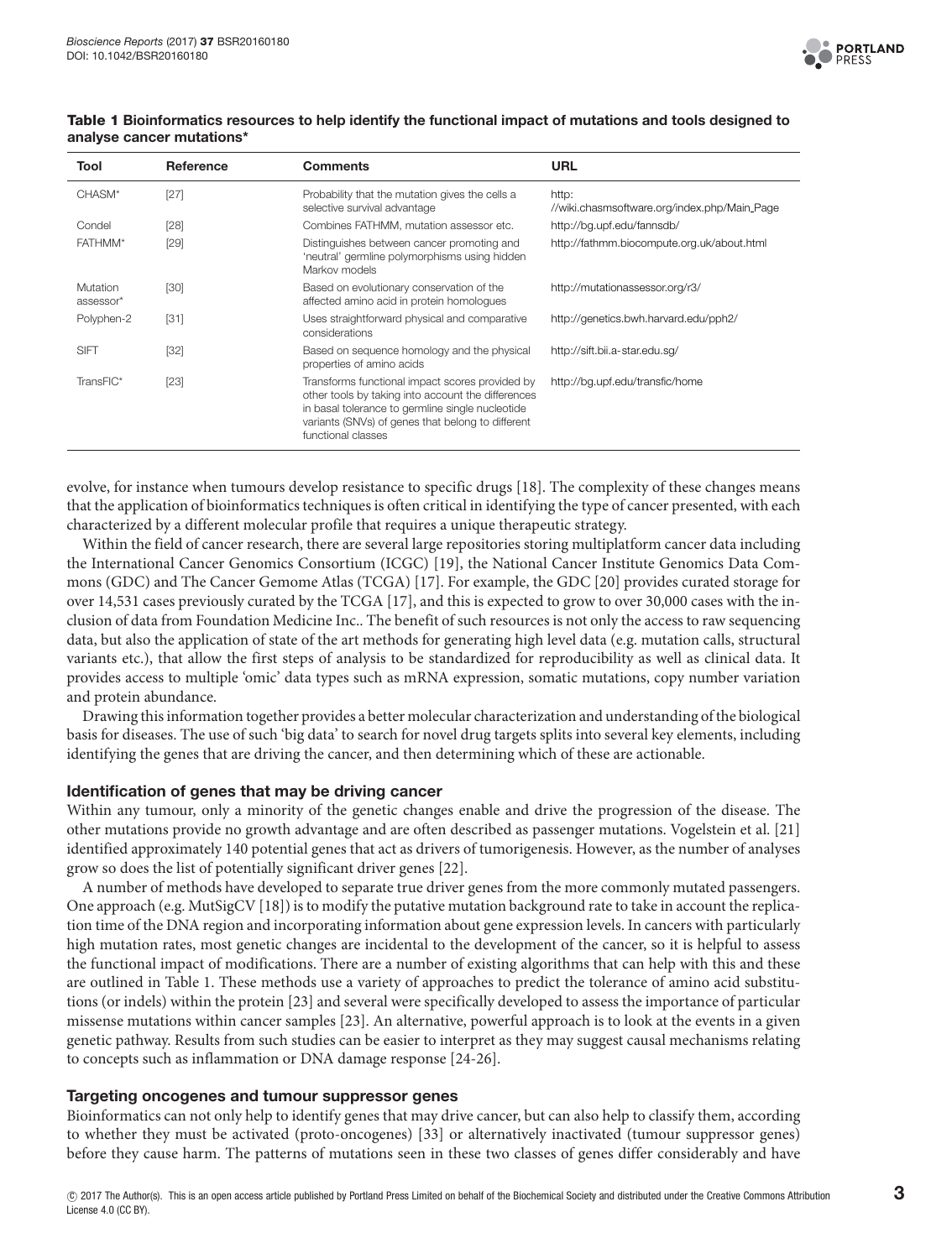**Table 1 Bioinformatics resources to help identify the functional impact of mutations and tools designed to analyse cancer mutations***

| Tool | Reference | Comments | URL |
|---|---|---|---|
| CHASM* | [27] | Probability that the mutation gives the cells a selective survival advantage | http://wiki.chasmsoftware.org/index.php/Main_Page |
| Condel | [28] | Combines FATHMM, mutation assessor etc. | http://bg.upf.edu/fannsdb/ |
| FATHMM* | [29] | Distinguishes between cancer promoting and 'neutral' germline polymorphisms using hidden Markov models | http://fathmm.biocompute.org.uk/about.html |
| Mutation assessor* | [30] | Based on evolutionary conservation of the affected amino acid in protein homologues | http://mutationassessor.org/r3/ |
| Polyphen-2 | [31] | Uses straightforward physical and comparative considerations | http://genetics.bwh.harvard.edu/pph2/ |
| SIFT | [32] | Based on sequence homology and the physical properties of amino acids | http://sift.bii.a-star.edu.sg/ |
| TransFIC* | [23] | Transforms functional impact scores provided by other tools by taking into account the differences in basal tolerance to germline single nucleotide variants (SNVs) of genes that belong to different functional classes | http://bg.upf.edu/transfic/home |

evolve, for instance when tumours develop resistance to specific drugs [18]. The complexity of these changes means that the application of bioinformatics techniques is often critical in identifying the type of cancer presented, with each characterized by a different molecular profile that requires a unique therapeutic strategy.

Within the field of cancer research, there are several large repositories storing multiplatform cancer data including the International Cancer Genomics Consortium (ICGC) [19], the National Cancer Institute Genomics Data Commons (GDC) and The Cancer Gemome Atlas (TCGA) [17]. For example, the GDC [20] provides curated storage for over 14,531 cases previously curated by the TCGA [17], and this is expected to grow to over 30,000 cases with the inclusion of data from Foundation Medicine Inc.. The benefit of such resources is not only the access to raw sequencing data, but also the application of state of the art methods for generating high level data (e.g. mutation calls, structural variants etc.), that allow the first steps of analysis to be standardized for reproducibility as well as clinical data. It provides access to multiple 'omic' data types such as mRNA expression, somatic mutations, copy number variation and protein abundance.

Drawing this information together provides a better molecular characterization and understanding of the biological basis for diseases. The use of such 'big data' to search for novel drug targets splits into several key elements, including identifying the genes that are driving the cancer, and then determining which of these are actionable.

### Identification of genes that may be driving cancer

Within any tumour, only a minority of the genetic changes enable and drive the progression of the disease. The other mutations provide no growth advantage and are often described as passenger mutations. Vogelstein et al. [21] identified approximately 140 potential genes that act as drivers of tumorigenesis. However, as the number of analyses grow so does the list of potentially significant driver genes [22].

A number of methods have developed to separate true driver genes from the more commonly mutated passengers. One approach (e.g. MutSigCV [18]) is to modify the putative mutation background rate to take in account the replication time of the DNA region and incorporating information about gene expression levels. In cancers with particularly high mutation rates, most genetic changes are incidental to the development of the cancer, so it is helpful to assess the functional impact of modifications. There are a number of existing algorithms that can help with this and these are outlined in Table 1. These methods use a variety of approaches to predict the tolerance of amino acid substitutions (or indels) within the protein [23] and several were specifically developed to assess the importance of particular missense mutations within cancer samples [23]. An alternative, powerful approach is to look at the events in a given genetic pathway. Results from such studies can be easier to interpret as they may suggest causal mechanisms relating to concepts such as inflammation or DNA damage response [24-26].

### Targeting oncogenes and tumour suppressor genes

Bioinformatics can not only help to identify genes that may drive cancer, but can also help to classify them, according to whether they must be activated (proto-oncogenes) [33] or alternatively inactivated (tumour suppressor genes) before they cause harm. The patterns of mutations seen in these two classes of genes differ considerably and have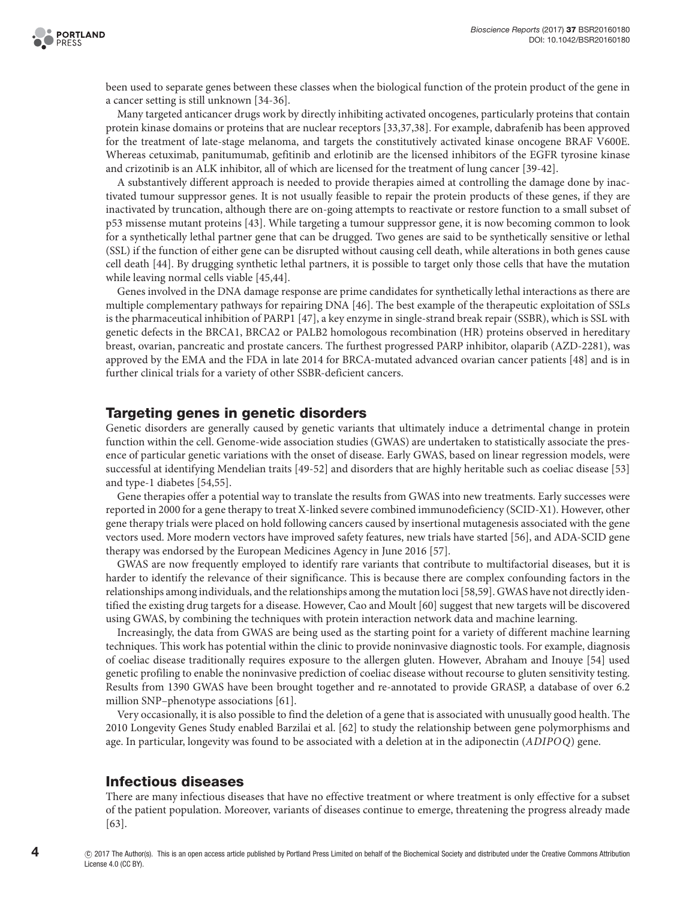been used to separate genes between these classes when the biological function of the protein product of the gene in a cancer setting is still unknown [34-36].

Many targeted anticancer drugs work by directly inhibiting activated oncogenes, particularly proteins that contain protein kinase domains or proteins that are nuclear receptors [33,37,38]. For example, dabrafenib has been approved for the treatment of late-stage melanoma, and targets the constitutively activated kinase oncogene BRAF V600E. Whereas cetuximab, panitumumab, gefitinib and erlotinib are the licensed inhibitors of the EGFR tyrosine kinase and crizotinib is an ALK inhibitor, all of which are licensed for the treatment of lung cancer [39-42].

A substantively different approach is needed to provide therapies aimed at controlling the damage done by inactivated tumour suppressor genes. It is not usually feasible to repair the protein products of these genes, if they are inactivated by truncation, although there are on-going attempts to reactivate or restore function to a small subset of p53 missense mutant proteins [43]. While targeting a tumour suppressor gene, it is now becoming common to look for a synthetically lethal partner gene that can be drugged. Two genes are said to be synthetically sensitive or lethal (SSL) if the function of either gene can be disrupted without causing cell death, while alterations in both genes cause cell death [44]. By drugging synthetic lethal partners, it is possible to target only those cells that have the mutation while leaving normal cells viable [45,44].

Genes involved in the DNA damage response are prime candidates for synthetically lethal interactions as there are multiple complementary pathways for repairing DNA [46]. The best example of the therapeutic exploitation of SSLs is the pharmaceutical inhibition of PARP1 [47], a key enzyme in single-strand break repair (SSBR), which is SSL with genetic defects in the BRCA1, BRCA2 or PALB2 homologous recombination (HR) proteins observed in hereditary breast, ovarian, pancreatic and prostate cancers. The furthest progressed PARP inhibitor, olaparib (AZD-2281), was approved by the EMA and the FDA in late 2014 for BRCA-mutated advanced ovarian cancer patients [48] and is in further clinical trials for a variety of other SSBR-deficient cancers.

## Targeting genes in genetic disorders

Genetic disorders are generally caused by genetic variants that ultimately induce a detrimental change in protein function within the cell. Genome-wide association studies (GWAS) are undertaken to statistically associate the presence of particular genetic variations with the onset of disease. Early GWAS, based on linear regression models, were successful at identifying Mendelian traits [49-52] and disorders that are highly heritable such as coeliac disease [53] and type-1 diabetes [54,55].

Gene therapies offer a potential way to translate the results from GWAS into new treatments. Early successes were reported in 2000 for a gene therapy to treat X-linked severe combined immunodeficiency (SCID-X1). However, other gene therapy trials were placed on hold following cancers caused by insertional mutagenesis associated with the gene vectors used. More modern vectors have improved safety features, new trials have started [56], and ADA-SCID gene therapy was endorsed by the European Medicines Agency in June 2016 [57].

GWAS are now frequently employed to identify rare variants that contribute to multifactorial diseases, but it is harder to identify the relevance of their significance. This is because there are complex confounding factors in the relationships among individuals, and the relationships among the mutation loci [58,59]. GWAS have not directly identified the existing drug targets for a disease. However, Cao and Moult [60] suggest that new targets will be discovered using GWAS, by combining the techniques with protein interaction network data and machine learning.

Increasingly, the data from GWAS are being used as the starting point for a variety of different machine learning techniques. This work has potential within the clinic to provide noninvasive diagnostic tools. For example, diagnosis of coeliac disease traditionally requires exposure to the allergen gluten. However, Abraham and Inouye [54] used genetic profiling to enable the noninvasive prediction of coeliac disease without recourse to gluten sensitivity testing. Results from 1390 GWAS have been brought together and re-annotated to provide GRASP, a database of over 6.2 million SNP–phenotype associations [61].

Very occasionally, it is also possible to find the deletion of a gene that is associated with unusually good health. The 2010 Longevity Genes Study enabled Barzilai et al. [62] to study the relationship between gene polymorphisms and age. In particular, longevity was found to be associated with a deletion at in the adiponectin (*ADIPOQ*) gene.

## Infectious diseases

There are many infectious diseases that have no effective treatment or where treatment is only effective for a subset of the patient population. Moreover, variants of diseases continue to emerge, threatening the progress already made [63].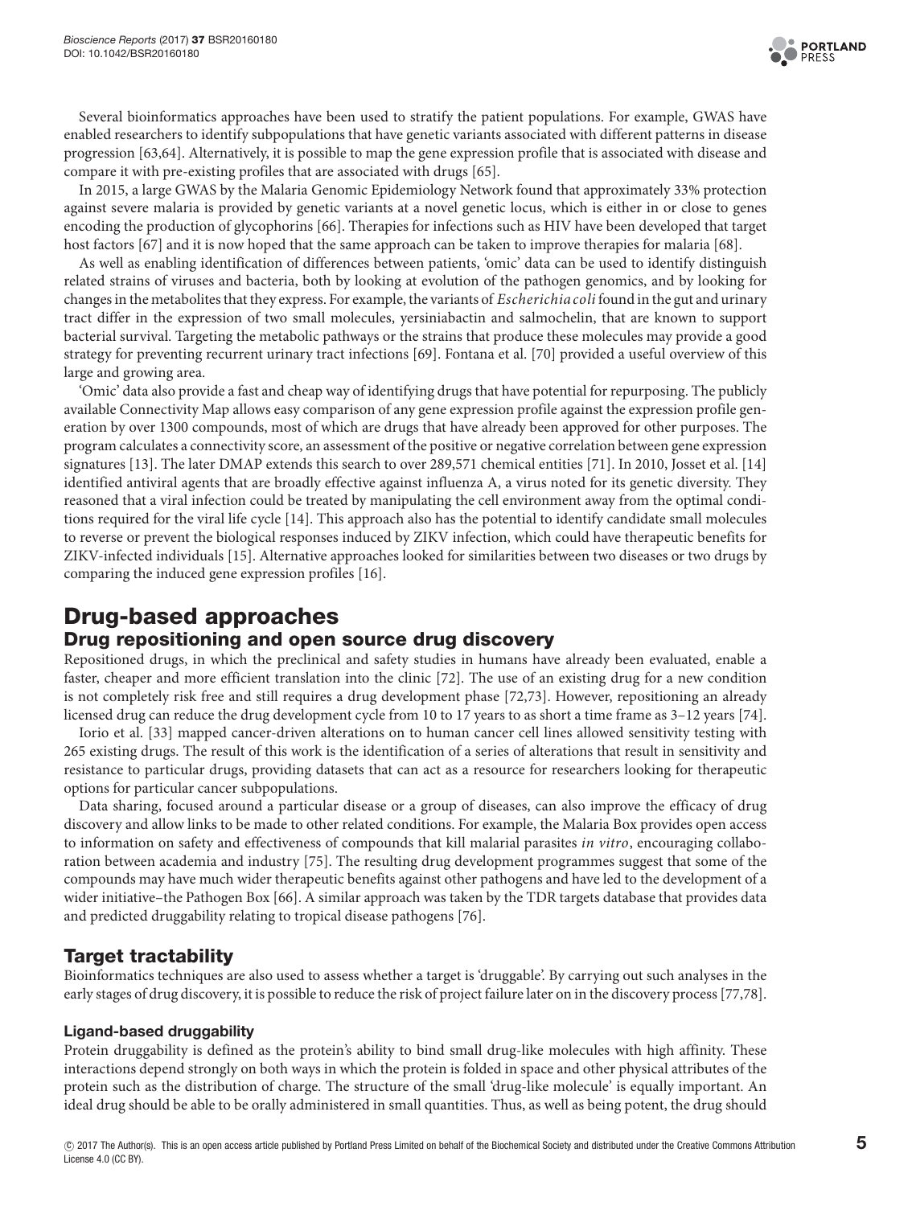Several bioinformatics approaches have been used to stratify the patient populations. For example, GWAS have enabled researchers to identify subpopulations that have genetic variants associated with different patterns in disease progression [63,64]. Alternatively, it is possible to map the gene expression profile that is associated with disease and compare it with pre-existing profiles that are associated with drugs [65].

In 2015, a large GWAS by the Malaria Genomic Epidemiology Network found that approximately 33% protection against severe malaria is provided by genetic variants at a novel genetic locus, which is either in or close to genes encoding the production of glycophorins [66]. Therapies for infections such as HIV have been developed that target host factors [67] and it is now hoped that the same approach can be taken to improve therapies for malaria [68].

As well as enabling identification of differences between patients, 'omic' data can be used to identify distinguish related strains of viruses and bacteria, both by looking at evolution of the pathogen genomics, and by looking for changes in the metabolites that they express. For example, the variants of *Escherichia coli* found in the gut and urinary tract differ in the expression of two small molecules, yersiniabactin and salmochelin, that are known to support bacterial survival. Targeting the metabolic pathways or the strains that produce these molecules may provide a good strategy for preventing recurrent urinary tract infections [69]. Fontana et al. [70] provided a useful overview of this large and growing area.

'Omic' data also provide a fast and cheap way of identifying drugs that have potential for repurposing. The publicly available Connectivity Map allows easy comparison of any gene expression profile against the expression profile generation by over 1300 compounds, most of which are drugs that have already been approved for other purposes. The program calculates a connectivity score, an assessment of the positive or negative correlation between gene expression signatures [13]. The later DMAP extends this search to over 289,571 chemical entities [71]. In 2010, Josset et al. [14] identified antiviral agents that are broadly effective against influenza A, a virus noted for its genetic diversity. They reasoned that a viral infection could be treated by manipulating the cell environment away from the optimal conditions required for the viral life cycle [14]. This approach also has the potential to identify candidate small molecules to reverse or prevent the biological responses induced by ZIKV infection, which could have therapeutic benefits for ZIKV-infected individuals [15]. Alternative approaches looked for similarities between two diseases or two drugs by comparing the induced gene expression profiles [16].

# Drug-based approaches

## Drug repositioning and open source drug discovery

Repositioned drugs, in which the preclinical and safety studies in humans have already been evaluated, enable a faster, cheaper and more efficient translation into the clinic [72]. The use of an existing drug for a new condition is not completely risk free and still requires a drug development phase [72,73]. However, repositioning an already licensed drug can reduce the drug development cycle from 10 to 17 years to as short a time frame as 3–12 years [74].

Iorio et al. [33] mapped cancer-driven alterations on to human cancer cell lines allowed sensitivity testing with 265 existing drugs. The result of this work is the identification of a series of alterations that result in sensitivity and resistance to particular drugs, providing datasets that can act as a resource for researchers looking for therapeutic options for particular cancer subpopulations.

Data sharing, focused around a particular disease or a group of diseases, can also improve the efficacy of drug discovery and allow links to be made to other related conditions. For example, the Malaria Box provides open access to information on safety and effectiveness of compounds that kill malarial parasites *in vitro*, encouraging collaboration between academia and industry [75]. The resulting drug development programmes suggest that some of the compounds may have much wider therapeutic benefits against other pathogens and have led to the development of a wider initiative–the Pathogen Box [66]. A similar approach was taken by the TDR targets database that provides data and predicted druggability relating to tropical disease pathogens [76].

## Target tractability

Bioinformatics techniques are also used to assess whether a target is 'druggable'. By carrying out such analyses in the early stages of drug discovery, it is possible to reduce the risk of project failure later on in the discovery process [77,78].

### Ligand-based druggability

Protein druggability is defined as the protein's ability to bind small drug-like molecules with high affinity. These interactions depend strongly on both ways in which the protein is folded in space and other physical attributes of the protein such as the distribution of charge. The structure of the small 'drug-like molecule' is equally important. An ideal drug should be able to be orally administered in small quantities. Thus, as well as being potent, the drug should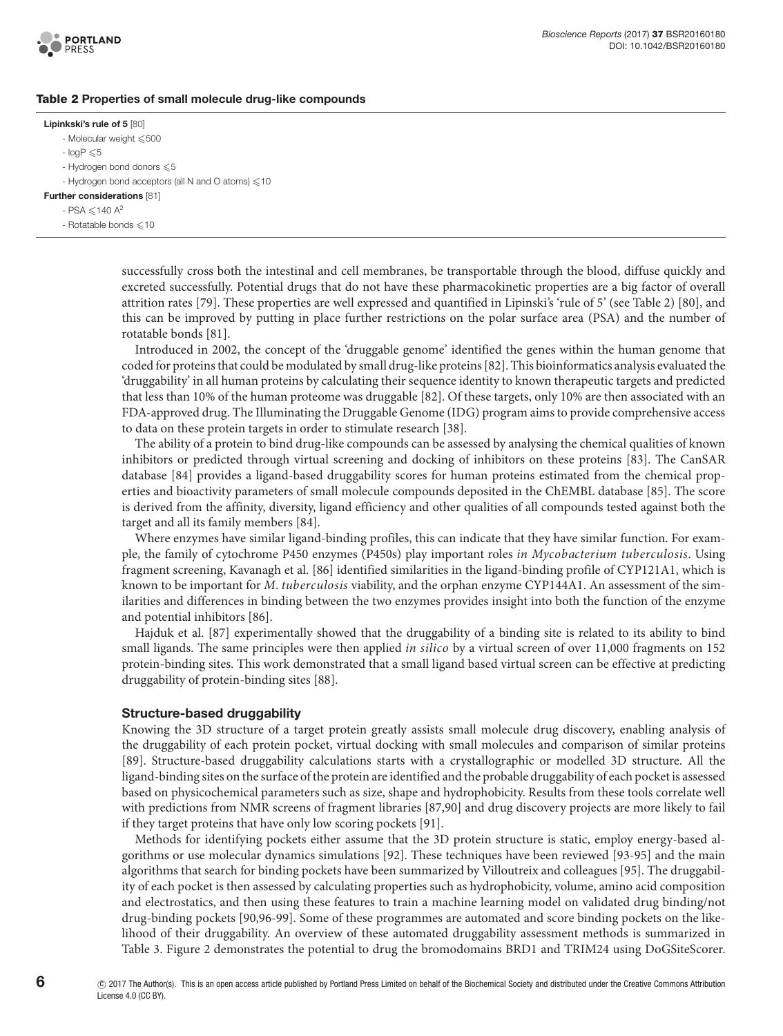**Table 2 Properties of small molecule drug-like compounds**

**Lipinkski's rule of 5** [80]
- Molecular weight ⩽500
- logP ⩽5
- Hydrogen bond donors ⩽5
- Hydrogen bond acceptors (all N and O atoms) ⩽10

**Further considerations** [81]
- PSA ⩽140 $A^2$
- Rotatable bonds ⩽10

successfully cross both the intestinal and cell membranes, be transportable through the blood, diffuse quickly and excreted successfully. Potential drugs that do not have these pharmacokinetic properties are a big factor of overall attrition rates [79]. These properties are well expressed and quantified in Lipinski's 'rule of 5' (see Table 2) [80], and this can be improved by putting in place further restrictions on the polar surface area (PSA) and the number of rotatable bonds [81].

Introduced in 2002, the concept of the 'druggable genome' identified the genes within the human genome that coded for proteins that could be modulated by small drug-like proteins [82]. This bioinformatics analysis evaluated the 'druggability' in all human proteins by calculating their sequence identity to known therapeutic targets and predicted that less than 10% of the human proteome was druggable [82]. Of these targets, only 10% are then associated with an FDA-approved drug. The Illuminating the Druggable Genome (IDG) program aims to provide comprehensive access to data on these protein targets in order to stimulate research [38].

The ability of a protein to bind drug-like compounds can be assessed by analysing the chemical qualities of known inhibitors or predicted through virtual screening and docking of inhibitors on these proteins [83]. The CanSAR database [84] provides a ligand-based druggability scores for human proteins estimated from the chemical properties and bioactivity parameters of small molecule compounds deposited in the ChEMBL database [85]. The score is derived from the affinity, diversity, ligand efficiency and other qualities of all compounds tested against both the target and all its family members [84].

Where enzymes have similar ligand-binding profiles, this can indicate that they have similar function. For example, the family of cytochrome P450 enzymes (P450s) play important roles *in Mycobacterium tuberculosis*. Using fragment screening, Kavanagh et al. [86] identified similarities in the ligand-binding profile of CYP121A1, which is known to be important for *M. tuberculosis* viability, and the orphan enzyme CYP144A1. An assessment of the similarities and differences in binding between the two enzymes provides insight into both the function of the enzyme and potential inhibitors [86].

Hajduk et al. [87] experimentally showed that the druggability of a binding site is related to its ability to bind small ligands. The same principles were then applied *in silico* by a virtual screen of over 11,000 fragments on 152 protein-binding sites. This work demonstrated that a small ligand based virtual screen can be effective at predicting druggability of protein-binding sites [88].

### Structure-based druggability

Knowing the 3D structure of a target protein greatly assists small molecule drug discovery, enabling analysis of the druggability of each protein pocket, virtual docking with small molecules and comparison of similar proteins [89]. Structure-based druggability calculations starts with a crystallographic or modelled 3D structure. All the ligand-binding sites on the surface of the protein are identified and the probable druggability of each pocket is assessed based on physicochemical parameters such as size, shape and hydrophobicity. Results from these tools correlate well with predictions from NMR screens of fragment libraries [87,90] and drug discovery projects are more likely to fail if they target proteins that have only low scoring pockets [91].

Methods for identifying pockets either assume that the 3D protein structure is static, employ energy-based algorithms or use molecular dynamics simulations [92]. These techniques have been reviewed [93-95] and the main algorithms that search for binding pockets have been summarized by Villoutreix and colleagues [95]. The druggability of each pocket is then assessed by calculating properties such as hydrophobicity, volume, amino acid composition and electrostatics, and then using these features to train a machine learning model on validated drug binding/not drug-binding pockets [90,96-99]. Some of these programmes are automated and score binding pockets on the likelihood of their druggability. An overview of these automated druggability assessment methods is summarized in Table 3. Figure 2 demonstrates the potential to drug the bromodomains BRD1 and TRIM24 using DoGSiteScorer.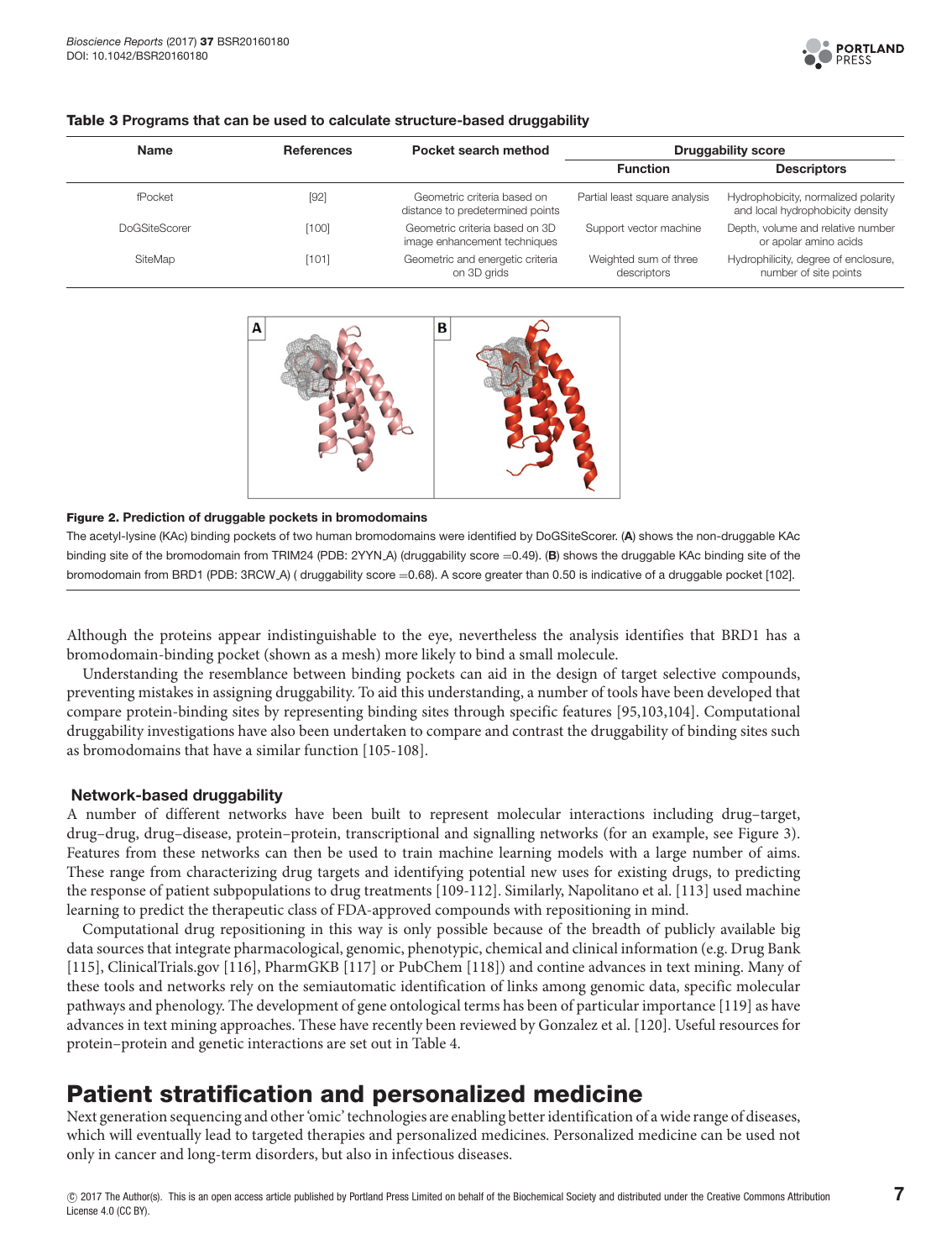**Table 3 Programs that can be used to calculate structure-based druggability**

| Name | References | Pocket search method | Druggability score | |
|---|---|---|---|---|
| | | | Function | Descriptors |
| fPocket | [92] | Geometric criteria based on distance to predetermined points | Partial least square analysis | Hydrophobicity, normalized polarity and local hydrophobicity density |
| DoGSiteScorer | [100] | Geometric criteria based on 3D image enhancement techniques | Support vector machine | Depth, volume and relative number or apolar amino acids |
| SiteMap | [101] | Geometric and energetic criteria on 3D grids | Weighted sum of three descriptors | Hydrophilicity, degree of enclosure, number of site points |

**Figure 2. Prediction of druggable pockets in bromodomains**

The acetyl-lysine (KAc) binding pockets of two human bromodomains were identified by DoGSiteScorer. (**A**) shows the non-druggable KAc binding site of the bromodomain from TRIM24 (PDB: 2YYN_A) (druggability score =0.49). (**B**) shows the druggable KAc binding site of the bromodomain from BRD1 (PDB: 3RCW_A) ( druggability score =0.68). A score greater than 0.50 is indicative of a druggable pocket [102].

Although the proteins appear indistinguishable to the eye, nevertheless the analysis identifies that BRD1 has a bromodomain-binding pocket (shown as a mesh) more likely to bind a small molecule.

Understanding the resemblance between binding pockets can aid in the design of target selective compounds, preventing mistakes in assigning druggability. To aid this understanding, a number of tools have been developed that compare protein-binding sites by representing binding sites through specific features [95,103,104]. Computational druggability investigations have also been undertaken to compare and contrast the druggability of binding sites such as bromodomains that have a similar function [105-108].

### Network-based druggability

A number of different networks have been built to represent molecular interactions including drug–target, drug–drug, drug–disease, protein–protein, transcriptional and signalling networks (for an example, see Figure 3). Features from these networks can then be used to train machine learning models with a large number of aims. These range from characterizing drug targets and identifying potential new uses for existing drugs, to predicting the response of patient subpopulations to drug treatments [109-112]. Similarly, Napolitano et al. [113] used machine learning to predict the therapeutic class of FDA-approved compounds with repositioning in mind.

Computational drug repositioning in this way is only possible because of the breadth of publicly available big data sources that integrate pharmacological, genomic, phenotypic, chemical and clinical information (e.g. Drug Bank [115], ClinicalTrials.gov [116], PharmGKB [117] or PubChem [118]) and contine advances in text mining. Many of these tools and networks rely on the semiautomatic identification of links among genomic data, specific molecular pathways and phenology. The development of gene ontological terms has been of particular importance [119] as have advances in text mining approaches. These have recently been reviewed by Gonzalez et al. [120]. Useful resources for protein–protein and genetic interactions are set out in Table 4.

## Patient stratification and personalized medicine

Next generation sequencing and other 'omic' technologies are enabling better identification of a wide range of diseases, which will eventually lead to targeted therapies and personalized medicines. Personalized medicine can be used not only in cancer and long-term disorders, but also in infectious diseases.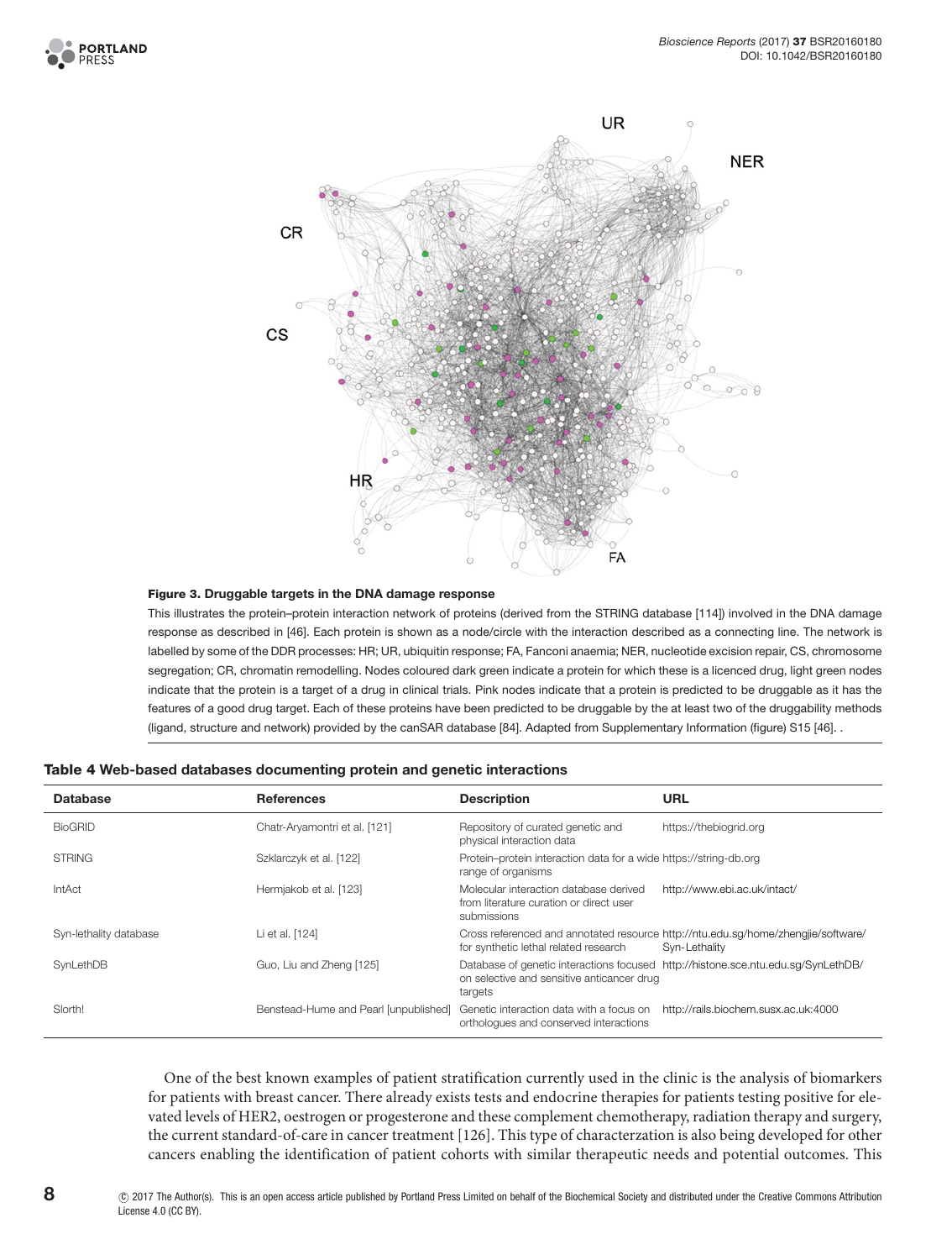**Figure 3. Druggable targets in the DNA damage response**

This illustrates the protein–protein interaction network of proteins (derived from the STRING database [114]) involved in the DNA damage response as described in [46]. Each protein is shown as a node/circle with the interaction described as a connecting line. The network is labelled by some of the DDR processes: HR; UR, ubiquitin response; FA, Fanconi anaemia; NER, nucleotide excision repair, CS, chromosome segregation; CR, chromatin remodelling. Nodes coloured dark green indicate a protein for which these is a licenced drug, light green nodes indicate that the protein is a target of a drug in clinical trials. Pink nodes indicate that a protein is predicted to be druggable as it has the features of a good drug target. Each of these proteins have been predicted to be druggable by the at least two of the druggability methods (ligand, structure and network) provided by the canSAR database [84]. Adapted from Supplementary Information (figure) S15 [46]. .

**Table 4 Web-based databases documenting protein and genetic interactions**

| Database | References | Description | URL |
|---|---|---|---|
| BioGRID | Chatr-Aryamontri et al. [121] | Repository of curated genetic and physical interaction data | https://thebiogrid.org |
| STRING | Szklarczyk et al. [122] | Protein–protein interaction data for a wide range of organisms | https://string-db.org |
| IntAct | Hermjakob et al. [123] | Molecular interaction database derived from literature curation or direct user submissions | http://www.ebi.ac.uk/intact/ |
| Syn-lethality database | Li et al. [124] | Cross referenced and annotated resource for synthetic lethal related research | http://ntu.edu.sg/home/zhengjie/software/Syn-Lethality |
| SynLethDB | Guo, Liu and Zheng [125] | Database of genetic interactions focused on selective and sensitive anticancer drug targets | http://histone.sce.ntu.edu.sg/SynLethDB/ |
| Slorth! | Benstead-Hume and Pearl [unpublished] | Genetic interaction data with a focus on orthologues and conserved interactions | http://rails.biochem.susx.ac.uk:4000 |

One of the best known examples of patient stratification currently used in the clinic is the analysis of biomarkers for patients with breast cancer. There already exists tests and endocrine therapies for patients testing positive for elevated levels of HER2, oestrogen or progesterone and these complement chemotherapy, radiation therapy and surgery, the current standard-of-care in cancer treatment [126]. This type of characterzation is also being developed for other cancers enabling the identification of patient cohorts with similar therapeutic needs and potential outcomes. This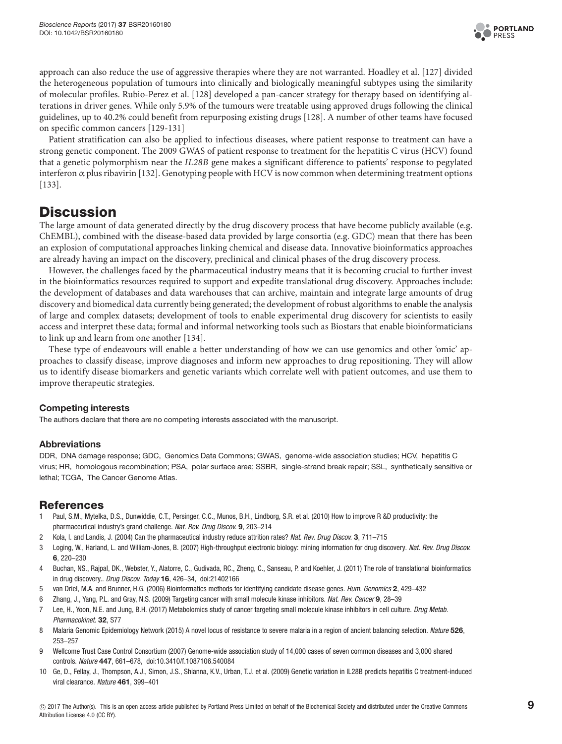approach can also reduce the use of aggressive therapies where they are not warranted. Hoadley et al. [127] divided the heterogeneous population of tumours into clinically and biologically meaningful subtypes using the similarity of molecular profiles. Rubio-Perez et al. [128] developed a pan-cancer strategy for therapy based on identifying alterations in driver genes. While only 5.9% of the tumours were treatable using approved drugs following the clinical guidelines, up to 40.2% could benefit from repurposing existing drugs [128]. A number of other teams have focused on specific common cancers [129-131]

Patient stratification can also be applied to infectious diseases, where patient response to treatment can have a strong genetic component. The 2009 GWAS of patient response to treatment for the hepatitis C virus (HCV) found that a genetic polymorphism near the *IL28B* gene makes a significant difference to patients' response to pegylated interferon α plus ribavirin [132]. Genotyping people with HCV is now common when determining treatment options [133].

# Discussion

The large amount of data generated directly by the drug discovery process that have become publicly available (e.g. ChEMBL), combined with the disease-based data provided by large consortia (e.g. GDC) mean that there has been an explosion of computational approaches linking chemical and disease data. Innovative bioinformatics approaches are already having an impact on the discovery, preclinical and clinical phases of the drug discovery process.

However, the challenges faced by the pharmaceutical industry means that it is becoming crucial to further invest in the bioinformatics resources required to support and expedite translational drug discovery. Approaches include: the development of databases and data warehouses that can archive, maintain and integrate large amounts of drug discovery and biomedical data currently being generated; the development of robust algorithms to enable the analysis of large and complex datasets; development of tools to enable experimental drug discovery for scientists to easily access and interpret these data; formal and informal networking tools such as Biostars that enable bioinformaticians to link up and learn from one another [134].

These type of endeavours will enable a better understanding of how we can use genomics and other 'omic' approaches to classify disease, improve diagnoses and inform new approaches to drug repositioning. They will allow us to identify disease biomarkers and genetic variants which correlate well with patient outcomes, and use them to improve therapeutic strategies.

### Competing interests

The authors declare that there are no competing interests associated with the manuscript.

### Abbreviations

DDR, DNA damage response; GDC, Genomics Data Commons; GWAS, genome-wide association studies; HCV, hepatitis C virus; HR, homologous recombination; PSA, polar surface area; SSBR, single-strand break repair; SSL, synthetically sensitive or lethal; TCGA, The Cancer Genome Atlas.

## References

1. Paul, S.M., Mytelka, D.S., Dunwiddie, C.T., Persinger, C.C., Munos, B.H., Lindborg, S.R. et al. (2010) How to improve R &D productivity: the pharmaceutical industry's grand challenge. *Nat. Rev. Drug Discov.* **9**, 203–214
2. Kola, I. and Landis, J. (2004) Can the pharmaceutical industry reduce attrition rates? *Nat. Rev. Drug Discov.* **3**, 711–715
3. Loging, W., Harland, L. and William-Jones, B. (2007) High-throughput electronic biology: mining information for drug discovery. *Nat. Rev. Drug Discov.* **6**, 220–230
4. Buchan, NS., Rajpal, DK., Webster, Y., Alatorre, C., Gudivada, RC., Zheng, C., Sanseau, P. and Koehler, J. (2011) The role of translational bioinformatics in drug discovery.. *Drug Discov. Today* **16**, 426–34, doi:21402166
5. van Driel, M.A. and Brunner, H.G. (2006) Bioinformatics methods for identifying candidate disease genes. *Hum. Genomics* **2**, 429–432
6. Zhang, J., Yang, P.L. and Gray, N.S. (2009) Targeting cancer with small molecule kinase inhibitors. *Nat. Rev. Cancer* **9**, 28–39
7. Lee, H., Yoon, N.E. and Jung, B.H. (2017) Metabolomics study of cancer targeting small molecule kinase inhibitors in cell culture. *Drug Metab. Pharmacokinet.* **32**, S77
8. Malaria Genomic Epidemiology Network (2015) A novel locus of resistance to severe malaria in a region of ancient balancing selection. *Nature* **526**, 253–257
9. Wellcome Trust Case Control Consortium (2007) Genome-wide association study of 14,000 cases of seven common diseases and 3,000 shared controls. *Nature* **447**, 661–678, doi:10.3410/f.1087106.540084
10. Ge, D., Fellay, J., Thompson, A.J., Simon, J.S., Shianna, K.V., Urban, T.J. et al. (2009) Genetic variation in IL28B predicts hepatitis C treatment-induced viral clearance. *Nature* **461**, 399–401

© 2017 The Author(s). This is an open access article published by Portland Press Limited on behalf of the Biochemical Society and distributed under the Creative Commons Attribution License 4.0 (CC BY).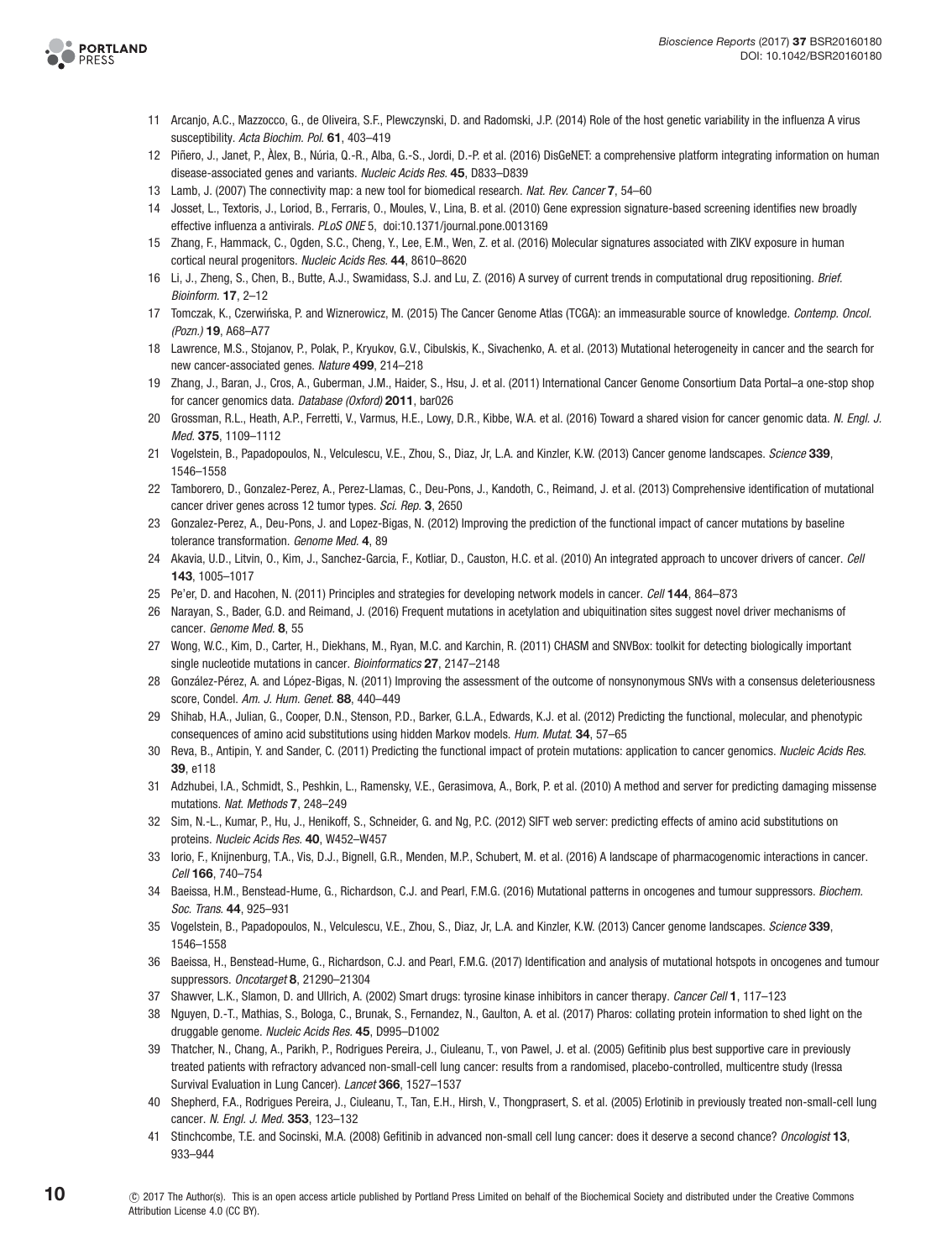11 Arcanjo, A.C., Mazzocco, G., de Oliveira, S.F., Plewczynski, D. and Radomski, J.P. (2014) Role of the host genetic variability in the influenza A virus susceptibility. *Acta Biochim. Pol.* **61**, 403–419

12 Piñero, J., Janet, P., Àlex, B., Núria, Q.-R., Alba, G.-S., Jordi, D.-P. et al. (2016) DisGeNET: a comprehensive platform integrating information on human disease-associated genes and variants. *Nucleic Acids Res.* **45**, D833–D839

13 Lamb, J. (2007) The connectivity map: a new tool for biomedical research. *Nat. Rev. Cancer* **7**, 54–60

14 Josset, L., Textoris, J., Loriod, B., Ferraris, O., Moules, V., Lina, B. et al. (2010) Gene expression signature-based screening identifies new broadly effective influenza a antivirals. *PLoS ONE* 5, doi:10.1371/journal.pone.0013169

15 Zhang, F., Hammack, C., Ogden, S.C., Cheng, Y., Lee, E.M., Wen, Z. et al. (2016) Molecular signatures associated with ZIKV exposure in human cortical neural progenitors. *Nucleic Acids Res.* **44**, 8610–8620

16 Li, J., Zheng, S., Chen, B., Butte, A.J., Swamidass, S.J. and Lu, Z. (2016) A survey of current trends in computational drug repositioning. *Brief. Bioinform.* **17**, 2–12

17 Tomczak, K., Czerwińska, P. and Wiznerowicz, M. (2015) The Cancer Genome Atlas (TCGA): an immeasurable source of knowledge. *Contemp. Oncol. (Pozn.)* **19**, A68–A77

18 Lawrence, M.S., Stojanov, P., Polak, P., Kryukov, G.V., Cibulskis, K., Sivachenko, A. et al. (2013) Mutational heterogeneity in cancer and the search for new cancer-associated genes. *Nature* **499**, 214–218

19 Zhang, J., Baran, J., Cros, A., Guberman, J.M., Haider, S., Hsu, J. et al. (2011) International Cancer Genome Consortium Data Portal–a one-stop shop for cancer genomics data. *Database (Oxford)* **2011**, bar026

20 Grossman, R.L., Heath, A.P., Ferretti, V., Varmus, H.E., Lowy, D.R., Kibbe, W.A. et al. (2016) Toward a shared vision for cancer genomic data. *N. Engl. J. Med.* **375**, 1109–1112

21 Vogelstein, B., Papadopoulos, N., Velculescu, V.E., Zhou, S., Diaz, Jr, L.A. and Kinzler, K.W. (2013) Cancer genome landscapes. *Science* **339**, 1546–1558

22 Tamborero, D., Gonzalez-Perez, A., Perez-Llamas, C., Deu-Pons, J., Kandoth, C., Reimand, J. et al. (2013) Comprehensive identification of mutational cancer driver genes across 12 tumor types. *Sci. Rep.* **3**, 2650

23 Gonzalez-Perez, A., Deu-Pons, J. and Lopez-Bigas, N. (2012) Improving the prediction of the functional impact of cancer mutations by baseline tolerance transformation. *Genome Med.* **4**, 89

24 Akavia, U.D., Litvin, O., Kim, J., Sanchez-Garcia, F., Kotliar, D., Causton, H.C. et al. (2010) An integrated approach to uncover drivers of cancer. *Cell* **143**, 1005–1017

25 Pe'er, D. and Hacohen, N. (2011) Principles and strategies for developing network models in cancer. *Cell* **144**, 864–873

26 Narayan, S., Bader, G.D. and Reimand, J. (2016) Frequent mutations in acetylation and ubiquitination sites suggest novel driver mechanisms of cancer. *Genome Med.* **8**, 55

27 Wong, W.C., Kim, D., Carter, H., Diekhans, M., Ryan, M.C. and Karchin, R. (2011) CHASM and SNVBox: toolkit for detecting biologically important single nucleotide mutations in cancer. *Bioinformatics* **27**, 2147–2148

28 González-Pérez, A. and López-Bigas, N. (2011) Improving the assessment of the outcome of nonsynonymous SNVs with a consensus deleteriousness score, Condel. *Am. J. Hum. Genet.* **88**, 440–449

29 Shihab, H.A., Julian, G., Cooper, D.N., Stenson, P.D., Barker, G.L.A., Edwards, K.J. et al. (2012) Predicting the functional, molecular, and phenotypic consequences of amino acid substitutions using hidden Markov models. *Hum. Mutat.* **34**, 57–65

30 Reva, B., Antipin, Y. and Sander, C. (2011) Predicting the functional impact of protein mutations: application to cancer genomics. *Nucleic Acids Res.* **39**, e118

31 Adzhubei, I.A., Schmidt, S., Peshkin, L., Ramensky, V.E., Gerasimova, A., Bork, P. et al. (2010) A method and server for predicting damaging missense mutations. *Nat. Methods* **7**, 248–249

32 Sim, N.-L., Kumar, P., Hu, J., Henikoff, S., Schneider, G. and Ng, P.C. (2012) SIFT web server: predicting effects of amino acid substitutions on proteins. *Nucleic Acids Res.* **40**, W452–W457

33 Iorio, F., Knijnenburg, T.A., Vis, D.J., Bignell, G.R., Menden, M.P., Schubert, M. et al. (2016) A landscape of pharmacogenomic interactions in cancer. *Cell* **166**, 740–754

34 Baeissa, H.M., Benstead-Hume, G., Richardson, C.J. and Pearl, F.M.G. (2016) Mutational patterns in oncogenes and tumour suppressors. *Biochem. Soc. Trans.* **44**, 925–931

35 Vogelstein, B., Papadopoulos, N., Velculescu, V.E., Zhou, S., Diaz, Jr, L.A. and Kinzler, K.W. (2013) Cancer genome landscapes. *Science* **339**, 1546–1558

36 Baeissa, H., Benstead-Hume, G., Richardson, C.J. and Pearl, F.M.G. (2017) Identification and analysis of mutational hotspots in oncogenes and tumour suppressors. *Oncotarget* **8**, 21290–21304

37 Shawver, L.K., Slamon, D. and Ullrich, A. (2002) Smart drugs: tyrosine kinase inhibitors in cancer therapy. *Cancer Cell* **1**, 117–123

38 Nguyen, D.-T., Mathias, S., Bologa, C., Brunak, S., Fernandez, N., Gaulton, A. et al. (2017) Pharos: collating protein information to shed light on the druggable genome. *Nucleic Acids Res.* **45**, D995–D1002

39 Thatcher, N., Chang, A., Parikh, P., Rodrigues Pereira, J., Ciuleanu, T., von Pawel, J. et al. (2005) Gefitinib plus best supportive care in previously treated patients with refractory advanced non-small-cell lung cancer: results from a randomised, placebo-controlled, multicentre study (Iressa Survival Evaluation in Lung Cancer). *Lancet* **366**, 1527–1537

40 Shepherd, F.A., Rodrigues Pereira, J., Ciuleanu, T., Tan, E.H., Hirsh, V., Thongprasert, S. et al. (2005) Erlotinib in previously treated non-small-cell lung cancer. *N. Engl. J. Med.* **353**, 123–132

41 Stinchcombe, T.E. and Socinski, M.A. (2008) Gefitinib in advanced non-small cell lung cancer: does it deserve a second chance? *Oncologist* **13**, 933–944

© 2017 The Author(s). This is an open access article published by Portland Press Limited on behalf of the Biochemical Society and distributed under the Creative Commons Attribution License 4.0 (CC BY).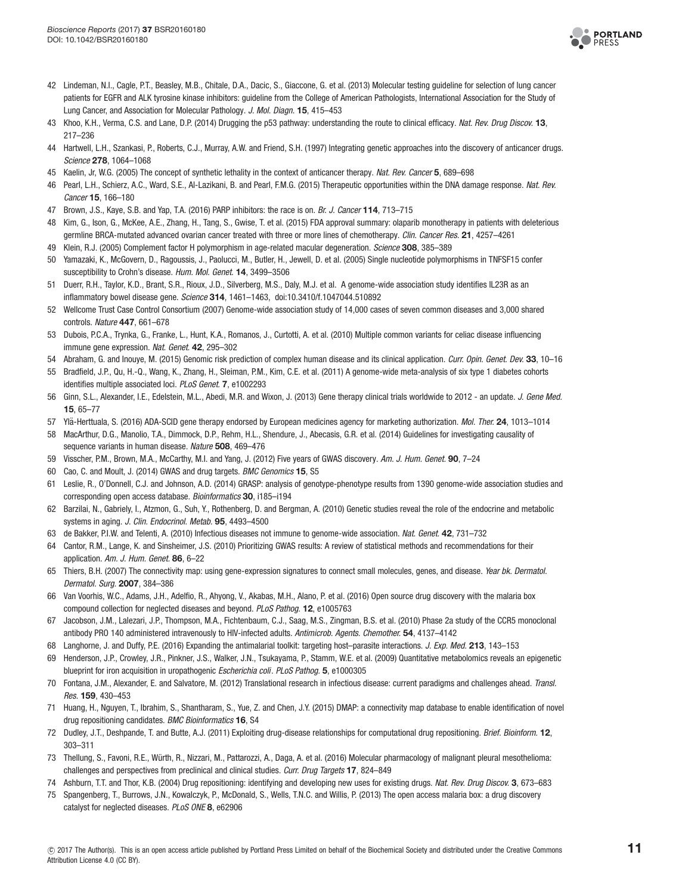42 Lindeman, N.I., Cagle, P.T., Beasley, M.B., Chitale, D.A., Dacic, S., Giaccone, G. et al. (2013) Molecular testing guideline for selection of lung cancer patients for EGFR and ALK tyrosine kinase inhibitors: guideline from the College of American Pathologists, International Association for the Study of Lung Cancer, and Association for Molecular Pathology. *J. Mol. Diagn.* **15**, 415–453

43 Khoo, K.H., Verma, C.S. and Lane, D.P. (2014) Drugging the p53 pathway: understanding the route to clinical efficacy. *Nat. Rev. Drug Discov.* **13**, 217–236

44 Hartwell, L.H., Szankasi, P., Roberts, C.J., Murray, A.W. and Friend, S.H. (1997) Integrating genetic approaches into the discovery of anticancer drugs. *Science* **278**, 1064–1068

45 Kaelin, Jr, W.G. (2005) The concept of synthetic lethality in the context of anticancer therapy. *Nat. Rev. Cancer* **5**, 689–698

46 Pearl, L.H., Schierz, A.C., Ward, S.E., Al-Lazikani, B. and Pearl, F.M.G. (2015) Therapeutic opportunities within the DNA damage response. *Nat. Rev. Cancer* **15**, 166–180

47 Brown, J.S., Kaye, S.B. and Yap, T.A. (2016) PARP inhibitors: the race is on. *Br. J. Cancer* **114**, 713–715

48 Kim, G., Ison, G., McKee, A.E., Zhang, H., Tang, S., Gwise, T. et al. (2015) FDA approval summary: olaparib monotherapy in patients with deleterious germline BRCA-mutated advanced ovarian cancer treated with three or more lines of chemotherapy. *Clin. Cancer Res.* **21**, 4257–4261

49 Klein, R.J. (2005) Complement factor H polymorphism in age-related macular degeneration. *Science* **308**, 385–389

50 Yamazaki, K., McGovern, D., Ragoussis, J., Paolucci, M., Butler, H., Jewell, D. et al. (2005) Single nucleotide polymorphisms in TNFSF15 confer susceptibility to Crohn's disease. *Hum. Mol. Genet.* **14**, 3499–3506

51 Duerr, R.H., Taylor, K.D., Brant, S.R., Rioux, J.D., Silverberg, M.S., Daly, M.J. et al. A genome-wide association study identifies IL23R as an inflammatory bowel disease gene. *Science* **314**, 1461–1463, doi:10.3410/f.1047044.510892

52 Wellcome Trust Case Control Consortium (2007) Genome-wide association study of 14,000 cases of seven common diseases and 3,000 shared controls. *Nature* **447**, 661–678

53 Dubois, P.C.A., Trynka, G., Franke, L., Hunt, K.A., Romanos, J., Curtotti, A. et al. (2010) Multiple common variants for celiac disease influencing immune gene expression. *Nat. Genet.* **42**, 295–302

54 Abraham, G. and Inouye, M. (2015) Genomic risk prediction of complex human disease and its clinical application. *Curr. Opin. Genet. Dev.* **33**, 10–16

55 Bradfield, J.P., Qu, H.-Q., Wang, K., Zhang, H., Sleiman, P.M., Kim, C.E. et al. (2011) A genome-wide meta-analysis of six type 1 diabetes cohorts identifies multiple associated loci. *PLoS Genet.* **7**, e1002293

56 Ginn, S.L., Alexander, I.E., Edelstein, M.L., Abedi, M.R. and Wixon, J. (2013) Gene therapy clinical trials worldwide to 2012 - an update. *J. Gene Med.* **15**, 65–77

57 Ylä-Herttuala, S. (2016) ADA-SCID gene therapy endorsed by European medicines agency for marketing authorization. *Mol. Ther.* **24**, 1013–1014

58 MacArthur, D.G., Manolio, T.A., Dimmock, D.P., Rehm, H.L., Shendure, J., Abecasis, G.R. et al. (2014) Guidelines for investigating causality of sequence variants in human disease. *Nature* **508**, 469–476

59 Visscher, P.M., Brown, M.A., McCarthy, M.I. and Yang, J. (2012) Five years of GWAS discovery. *Am. J. Hum. Genet.* **90**, 7–24

60 Cao, C. and Moult, J. (2014) GWAS and drug targets. *BMC Genomics* **15**, S5

61 Leslie, R., O'Donnell, C.J. and Johnson, A.D. (2014) GRASP: analysis of genotype-phenotype results from 1390 genome-wide association studies and corresponding open access database. *Bioinformatics* **30**, i185–i194

62 Barzilai, N., Gabriely, I., Atzmon, G., Suh, Y., Rothenberg, D. and Bergman, A. (2010) Genetic studies reveal the role of the endocrine and metabolic systems in aging. *J. Clin. Endocrinol. Metab.* **95**, 4493–4500

63 de Bakker, P.I.W. and Telenti, A. (2010) Infectious diseases not immune to genome-wide association. *Nat. Genet.* **42**, 731–732

64 Cantor, R.M., Lange, K. and Sinsheimer, J.S. (2010) Prioritizing GWAS results: A review of statistical methods and recommendations for their application. *Am. J. Hum. Genet.* **86**, 6–22

65 Thiers, B.H. (2007) The connectivity map: using gene-expression signatures to connect small molecules, genes, and disease. *Year bk. Dermatol. Dermatol. Surg.* **2007**, 384–386

66 Van Voorhis, W.C., Adams, J.H., Adelfio, R., Ahyong, V., Akabas, M.H., Alano, P. et al. (2016) Open source drug discovery with the malaria box compound collection for neglected diseases and beyond. *PLoS Pathog.* **12**, e1005763

67 Jacobson, J.M., Lalezari, J.P., Thompson, M.A., Fichtenbaum, C.J., Saag, M.S., Zingman, B.S. et al. (2010) Phase 2a study of the CCR5 monoclonal antibody PRO 140 administered intravenously to HIV-infected adults. *Antimicrob. Agents. Chemother.* **54**, 4137–4142

68 Langhorne, J. and Duffy, P.E. (2016) Expanding the antimalarial toolkit: targeting host–parasite interactions. *J. Exp. Med.* **213**, 143–153

69 Henderson, J.P., Crowley, J.R., Pinkner, J.S., Walker, J.N., Tsukayama, P., Stamm, W.E. et al. (2009) Quantitative metabolomics reveals an epigenetic blueprint for iron acquisition in uropathogenic *Escherichia coli*. *PLoS Pathog.* **5**, e1000305

70 Fontana, J.M., Alexander, E. and Salvatore, M. (2012) Translational research in infectious disease: current paradigms and challenges ahead. *Transl. Res.* **159**, 430–453

71 Huang, H., Nguyen, T., Ibrahim, S., Shantharam, S., Yue, Z. and Chen, J.Y. (2015) DMAP: a connectivity map database to enable identification of novel drug repositioning candidates. *BMC Bioinformatics* **16**, S4

72 Dudley, J.T., Deshpande, T. and Butte, A.J. (2011) Exploiting drug-disease relationships for computational drug repositioning. *Brief. Bioinform.* **12**, 303–311

73 Thellung, S., Favoni, R.E., Würth, R., Nizzari, M., Pattarozzi, A., Daga, A. et al. (2016) Molecular pharmacology of malignant pleural mesothelioma: challenges and perspectives from preclinical and clinical studies. *Curr. Drug Targets* **17**, 824–849

74 Ashburn, T.T. and Thor, K.B. (2004) Drug repositioning: identifying and developing new uses for existing drugs. *Nat. Rev. Drug Discov.* **3**, 673–683

75 Spangenberg, T., Burrows, J.N., Kowalczyk, P., McDonald, S., Wells, T.N.C. and Willis, P. (2013) The open access malaria box: a drug discovery catalyst for neglected diseases. *PLoS ONE* **8**, e62906

© 2017 The Author(s). This is an open access article published by Portland Press Limited on behalf of the Biochemical Society and distributed under the Creative Commons Attribution License 4.0 (CC BY).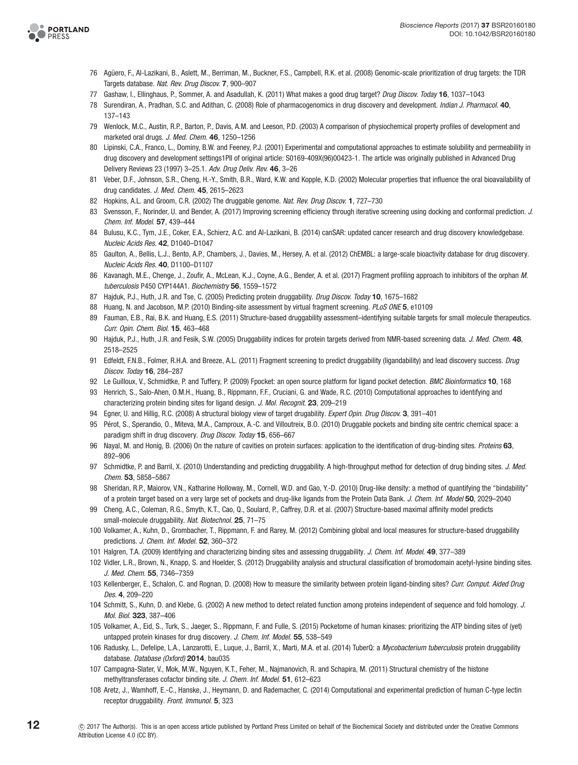76 Agüero, F., Al-Lazikani, B., Aslett, M., Berriman, M., Buckner, F.S., Campbell, R.K. et al. (2008) Genomic-scale prioritization of drug targets: the TDR Targets database. *Nat. Rev. Drug Discov.* **7**, 900–907

77 Gashaw, I., Ellinghaus, P., Sommer, A. and Asadullah, K. (2011) What makes a good drug target? *Drug Discov. Today* **16**, 1037–1043

78 Surendiran, A., Pradhan, S.C. and Adithan, C. (2008) Role of pharmacogenomics in drug discovery and development. *Indian J. Pharmacol.* **40**, 137–143

79 Wenlock, M.C., Austin, R.P., Barton, P., Davis, A.M. and Leeson, P.D. (2003) A comparison of physiochemical property profiles of development and marketed oral drugs. *J. Med. Chem.* **46**, 1250–1256

80 Lipinski, C.A., Franco, L., Dominy, B.W. and Feeney, P.J. (2001) Experimental and computational approaches to estimate solubility and permeability in drug discovery and development settings1PII of original article: S0169-409X(96)00423-1. The article was originally published in Advanced Drug Delivery Reviews 23 (1997) 3–25.1. *Adv. Drug Deliv. Rev.* **46**, 3–26

81 Veber, D.F., Johnson, S.R., Cheng, H.-Y., Smith, B.R., Ward, K.W. and Kopple, K.D. (2002) Molecular properties that influence the oral bioavailability of drug candidates. *J. Med. Chem.* **45**, 2615–2623

82 Hopkins, A.L. and Groom, C.R. (2002) The druggable genome. *Nat. Rev. Drug Discov.* **1**, 727–730

83 Svensson, F., Norinder, U. and Bender, A. (2017) Improving screening efficiency through iterative screening using docking and conformal prediction. *J. Chem. Inf. Model.* **57**, 439–444

84 Bulusu, K.C., Tym, J.E., Coker, E.A., Schierz, A.C. and Al-Lazikani, B. (2014) canSAR: updated cancer research and drug discovery knowledgebase. *Nucleic Acids Res.* **42**, D1040–D1047

85 Gaulton, A., Bellis, L.J., Bento, A.P., Chambers, J., Davies, M., Hersey, A. et al. (2012) ChEMBL: a large-scale bioactivity database for drug discovery. *Nucleic Acids Res.* **40**, D1100–D1107

86 Kavanagh, M.E., Chenge, J., Zoufir, A., McLean, K.J., Coyne, A.G., Bender, A. et al. (2017) Fragment profiling approach to inhibitors of the orphan *M. tuberculosis* P450 CYP144A1. *Biochemistry* **56**, 1559–1572

87 Hajduk, P.J., Huth, J.R. and Tse, C. (2005) Predicting protein druggability. *Drug Discov. Today* **10**, 1675–1682

88 Huang, N. and Jacobson, M.P. (2010) Binding-site assessment by virtual fragment screening. *PLoS ONE* **5**, e10109

89 Fauman, E.B., Rai, B.K. and Huang, E.S. (2011) Structure-based druggability assessment–identifying suitable targets for small molecule therapeutics. *Curr. Opin. Chem. Biol.* **15**, 463–468

90 Hajduk, P.J., Huth, J.R. and Fesik, S.W. (2005) Druggability indices for protein targets derived from NMR-based screening data. *J. Med. Chem.* **48**, 2518–2525

91 Edfeldt, F.N.B., Folmer, R.H.A. and Breeze, A.L. (2011) Fragment screening to predict druggability (ligandability) and lead discovery success. *Drug Discov. Today* **16**, 284–287

92 Le Guilloux, V., Schmidtke, P. and Tuffery, P. (2009) Fpocket: an open source platform for ligand pocket detection. *BMC Bioinformatics* **10**, 168

93 Henrich, S., Salo-Ahen, O.M.H., Huang, B., Rippmann, F.F., Cruciani, G. and Wade, R.C. (2010) Computational approaches to identifying and characterizing protein binding sites for ligand design. *J. Mol. Recognit.* **23**, 209–219

94 Egner, U. and Hillig, R.C. (2008) A structural biology view of target drugability. *Expert Opin. Drug Discov.* **3**, 391–401

95 Pérot, S., Sperandio, O., Miteva, M.A., Camproux, A.-C. and Villoutreix, B.O. (2010) Druggable pockets and binding site centric chemical space: a paradigm shift in drug discovery. *Drug Discov. Today* **15**, 656–667

96 Nayal, M. and Honig, B. (2006) On the nature of cavities on protein surfaces: application to the identification of drug-binding sites. *Proteins* **63**, 892–906

97 Schmidtke, P. and Barril, X. (2010) Understanding and predicting druggability. A high-throughput method for detection of drug binding sites. *J. Med. Chem.* **53**, 5858–5867

98 Sheridan, R.P., Maiorov, V.N., Katharine Holloway, M., Cornell, W.D. and Gao, Y.-D. (2010) Drug-like density: a method of quantifying the "bindability" of a protein target based on a very large set of pockets and drug-like ligands from the Protein Data Bank. *J. Chem. Inf. Model* **50**, 2029–2040

99 Cheng, A.C., Coleman, R.G., Smyth, K.T., Cao, Q., Soulard, P., Caffrey, D.R. et al. (2007) Structure-based maximal affinity model predicts small-molecule druggability. *Nat. Biotechnol.* **25**, 71–75

100 Volkamer, A., Kuhn, D., Grombacher, T., Rippmann, F. and Rarey, M. (2012) Combining global and local measures for structure-based druggability predictions. *J. Chem. Inf. Model.* **52**, 360–372

101 Halgren, T.A. (2009) Identifying and characterizing binding sites and assessing druggability. *J. Chem. Inf. Model.* **49**, 377–389

102 Vidler, L.R., Brown, N., Knapp, S. and Hoelder, S. (2012) Druggability analysis and structural classification of bromodomain acetyl-lysine binding sites. *J. Med. Chem.* **55**, 7346–7359

103 Kellenberger, E., Schalon, C. and Rognan, D. (2008) How to measure the similarity between protein ligand-binding sites? *Curr. Comput. Aided Drug Des.* **4**, 209–220

104 Schmitt, S., Kuhn, D. and Klebe, G. (2002) A new method to detect related function among proteins independent of sequence and fold homology. *J. Mol. Biol.* **323**, 387–406

105 Volkamer, A., Eid, S., Turk, S., Jaeger, S., Rippmann, F. and Fulle, S. (2015) Pocketome of human kinases: prioritizing the ATP binding sites of (yet) untapped protein kinases for drug discovery. *J. Chem. Inf. Model.* **55**, 538–549

106 Radusky, L., Defelipe, L.A., Lanzarotti, E., Luque, J., Barril, X., Marti, M.A. et al. (2014) TuberQ: a *Mycobacterium tuberculosis* protein druggability database. *Database (Oxford)* **2014**, bau035

107 Campagna-Slater, V., Mok, M.W., Nguyen, K.T., Feher, M., Najmanovich, R. and Schapira, M. (2011) Structural chemistry of the histone methyltransferases cofactor binding site. *J. Chem. Inf. Model.* **51**, 612–623

108 Aretz, J., Wamhoff, E.-C., Hanske, J., Heymann, D. and Rademacher, C. (2014) Computational and experimental prediction of human C-type lectin receptor druggability. *Front. Immunol.* **5**, 323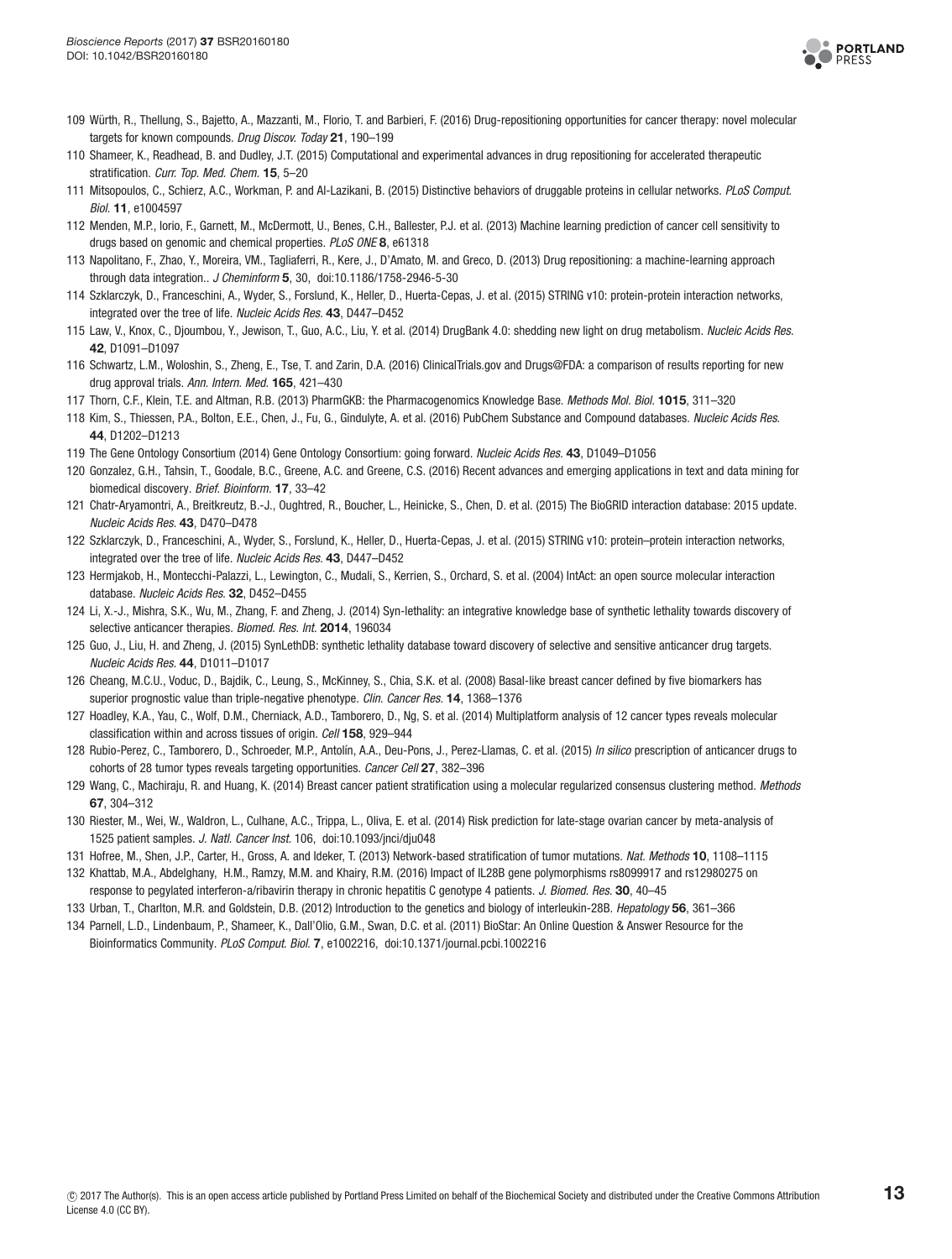109 Würth, R., Thellung, S., Bajetto, A., Mazzanti, M., Florio, T. and Barbieri, F. (2016) Drug-repositioning opportunities for cancer therapy: novel molecular targets for known compounds. *Drug Discov. Today* **21**, 190–199

110 Shameer, K., Readhead, B. and Dudley, J.T. (2015) Computational and experimental advances in drug repositioning for accelerated therapeutic stratification. *Curr. Top. Med. Chem.* **15**, 5–20

111 Mitsopoulos, C., Schierz, A.C., Workman, P. and Al-Lazikani, B. (2015) Distinctive behaviors of druggable proteins in cellular networks. *PLoS Comput. Biol.* **11**, e1004597

112 Menden, M.P., Iorio, F., Garnett, M., McDermott, U., Benes, C.H., Ballester, P.J. et al. (2013) Machine learning prediction of cancer cell sensitivity to drugs based on genomic and chemical properties. *PLoS ONE* **8**, e61318

113 Napolitano, F., Zhao, Y., Moreira, VM., Tagliaferri, R., Kere, J., D'Amato, M. and Greco, D. (2013) Drug repositioning: a machine-learning approach through data integration.. *J Cheminform* **5**, 30, doi:10.1186/1758-2946-5-30

114 Szklarczyk, D., Franceschini, A., Wyder, S., Forslund, K., Heller, D., Huerta-Cepas, J. et al. (2015) STRING v10: protein-protein interaction networks, integrated over the tree of life. *Nucleic Acids Res.* **43**, D447–D452

115 Law, V., Knox, C., Djoumbou, Y., Jewison, T., Guo, A.C., Liu, Y. et al. (2014) DrugBank 4.0: shedding new light on drug metabolism. *Nucleic Acids Res.* **42**, D1091–D1097

116 Schwartz, L.M., Woloshin, S., Zheng, E., Tse, T. and Zarin, D.A. (2016) ClinicalTrials.gov and Drugs@FDA: a comparison of results reporting for new drug approval trials. *Ann. Intern. Med.* **165**, 421–430

117 Thorn, C.F., Klein, T.E. and Altman, R.B. (2013) PharmGKB: the Pharmacogenomics Knowledge Base. *Methods Mol. Biol.* **1015**, 311–320

118 Kim, S., Thiessen, P.A., Bolton, E.E., Chen, J., Fu, G., Gindulyte, A. et al. (2016) PubChem Substance and Compound databases. *Nucleic Acids Res.* **44**, D1202–D1213

119 The Gene Ontology Consortium (2014) Gene Ontology Consortium: going forward. *Nucleic Acids Res.* **43**, D1049–D1056

120 Gonzalez, G.H., Tahsin, T., Goodale, B.C., Greene, A.C. and Greene, C.S. (2016) Recent advances and emerging applications in text and data mining for biomedical discovery. *Brief. Bioinform.* **17**, 33–42

121 Chatr-Aryamontri, A., Breitkreutz, B.-J., Oughtred, R., Boucher, L., Heinicke, S., Chen, D. et al. (2015) The BioGRID interaction database: 2015 update. *Nucleic Acids Res.* **43**, D470–D478

122 Szklarczyk, D., Franceschini, A., Wyder, S., Forslund, K., Heller, D., Huerta-Cepas, J. et al. (2015) STRING v10: protein–protein interaction networks, integrated over the tree of life. *Nucleic Acids Res.* **43**, D447–D452

123 Hermjakob, H., Montecchi-Palazzi, L., Lewington, C., Mudali, S., Kerrien, S., Orchard, S. et al. (2004) IntAct: an open source molecular interaction database. *Nucleic Acids Res.* **32**, D452–D455

124 Li, X.-J., Mishra, S.K., Wu, M., Zhang, F. and Zheng, J. (2014) Syn-lethality: an integrative knowledge base of synthetic lethality towards discovery of selective anticancer therapies. *Biomed. Res. Int.* **2014**, 196034

125 Guo, J., Liu, H. and Zheng, J. (2015) SynLethDB: synthetic lethality database toward discovery of selective and sensitive anticancer drug targets. *Nucleic Acids Res.* **44**, D1011–D1017

126 Cheang, M.C.U., Voduc, D., Bajdik, C., Leung, S., McKinney, S., Chia, S.K. et al. (2008) Basal-like breast cancer defined by five biomarkers has superior prognostic value than triple-negative phenotype. *Clin. Cancer Res.* **14**, 1368–1376

127 Hoadley, K.A., Yau, C., Wolf, D.M., Cherniack, A.D., Tamborero, D., Ng, S. et al. (2014) Multiplatform analysis of 12 cancer types reveals molecular classification within and across tissues of origin. *Cell* **158**, 929–944

128 Rubio-Perez, C., Tamborero, D., Schroeder, M.P., Antolín, A.A., Deu-Pons, J., Perez-Llamas, C. et al. (2015) *In silico* prescription of anticancer drugs to cohorts of 28 tumor types reveals targeting opportunities. *Cancer Cell* **27**, 382–396

129 Wang, C., Machiraju, R. and Huang, K. (2014) Breast cancer patient stratification using a molecular regularized consensus clustering method. *Methods* **67**, 304–312

130 Riester, M., Wei, W., Waldron, L., Culhane, A.C., Trippa, L., Oliva, E. et al. (2014) Risk prediction for late-stage ovarian cancer by meta-analysis of 1525 patient samples. *J. Natl. Cancer Inst.* 106, doi:10.1093/jnci/dju048

131 Hofree, M., Shen, J.P., Carter, H., Gross, A. and Ideker, T. (2013) Network-based stratification of tumor mutations. *Nat. Methods* **10**, 1108–1115

132 Khattab, M.A., Abdelghany, H.M., Ramzy, M.M. and Khairy, R.M. (2016) Impact of IL28B gene polymorphisms rs8099917 and rs12980275 on response to pegylated interferon-a/ribavirin therapy in chronic hepatitis C genotype 4 patients. *J. Biomed. Res.* **30**, 40–45

133 Urban, T., Charlton, M.R. and Goldstein, D.B. (2012) Introduction to the genetics and biology of interleukin-28B. *Hepatology* **56**, 361–366

134 Parnell, L.D., Lindenbaum, P., Shameer, K., Dall'Olio, G.M., Swan, D.C. et al. (2011) BioStar: An Online Question & Answer Resource for the Bioinformatics Community. *PLoS Comput. Biol.* **7**, e1002216, doi:10.1371/journal.pcbi.1002216

© 2017 The Author(s). This is an open access article published by Portland Press Limited on behalf of the Biochemical Society and distributed under the Creative Commons Attribution License 4.0 (CC BY).